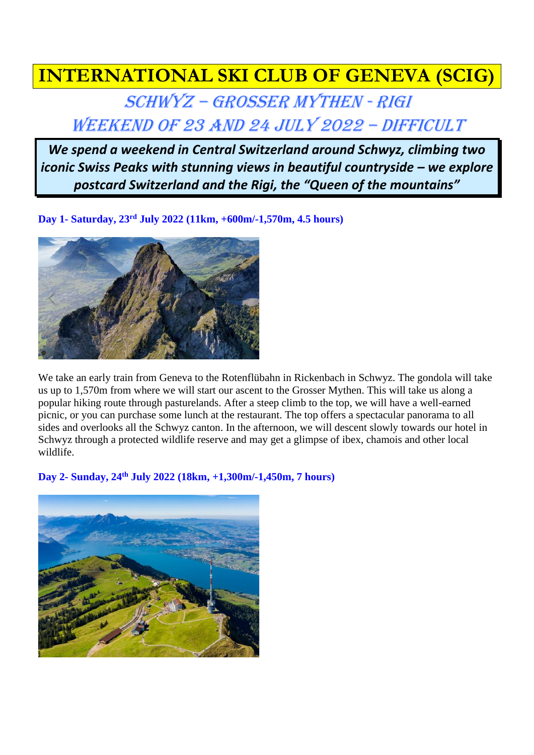# INTERNATIONAL SKI CLUB OF GENEVA (SCIG)

## SCHWYZ – GROSSER MYTHEN - RIGI

## WEEKEND OF 23 AND 24 JULY 2022 – DIFFICULT

***We spend a weekend in Central Switzerland around Schwyz, climbing two iconic Swiss Peaks with stunning views in beautiful countryside – we explore postcard Switzerland and the Rigi, the "Queen of the mountains"***

### Day 1- Saturday, 23rd July 2022 (11km, +600m/-1,570m, 4.5 hours)

We take an early train from Geneva to the Rotenflübahn in Rickenbach in Schwyz. The gondola will take us up to 1,570m from where we will start our ascent to the Grosser Mythen. This will take us along a popular hiking route through pasturelands. After a steep climb to the top, we will have a well-earned picnic, or you can purchase some lunch at the restaurant. The top offers a spectacular panorama to all sides and overlooks all the Schwyz canton. In the afternoon, we will descent slowly towards our hotel in Schwyz through a protected wildlife reserve and may get a glimpse of ibex, chamois and other local wildlife.

### Day 2- Sunday, 24th July 2022 (18km, +1,300m/-1,450m, 7 hours)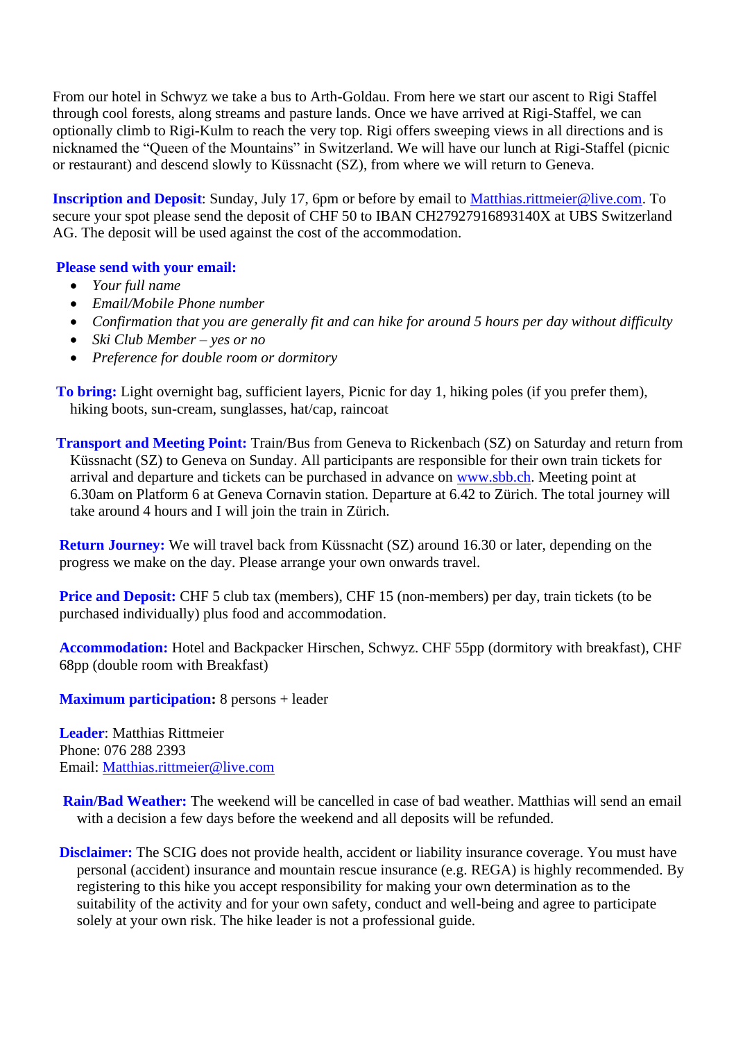From our hotel in Schwyz we take a bus to Arth-Goldau. From here we start our ascent to Rigi Staffel through cool forests, along streams and pasture lands. Once we have arrived at Rigi-Staffel, we can optionally climb to Rigi-Kulm to reach the very top. Rigi offers sweeping views in all directions and is nicknamed the "Queen of the Mountains" in Switzerland. We will have our lunch at Rigi-Staffel (picnic or restaurant) and descend slowly to Küssnacht (SZ), from where we will return to Geneva.

**Inscription and Deposit**: Sunday, July 17, 6pm or before by email to [Matthias.rittmeier@live.com](mailto:Matthias.rittmeier@live.com). To secure your spot please send the deposit of CHF 50 to IBAN CH27927916893140X at UBS Switzerland AG. The deposit will be used against the cost of the accommodation.

**Please send with your email:**

- *Your full name*
- *Email/Mobile Phone number*
- *Confirmation that you are generally fit and can hike for around 5 hours per day without difficulty*
- *Ski Club Member – yes or no*
- *Preference for double room or dormitory*

**To bring:** Light overnight bag, sufficient layers, Picnic for day 1, hiking poles (if you prefer them), hiking boots, sun-cream, sunglasses, hat/cap, raincoat

**Transport and Meeting Point:** Train/Bus from Geneva to Rickenbach (SZ) on Saturday and return from Küssnacht (SZ) to Geneva on Sunday. All participants are responsible for their own train tickets for arrival and departure and tickets can be purchased in advance on [www.sbb.ch](http://www.sbb.ch). Meeting point at 6.30am on Platform 6 at Geneva Cornavin station. Departure at 6.42 to Zürich. The total journey will take around 4 hours and I will join the train in Zürich.

**Return Journey:** We will travel back from Küssnacht (SZ) around 16.30 or later, depending on the progress we make on the day. Please arrange your own onwards travel.

**Price and Deposit:** CHF 5 club tax (members), CHF 15 (non-members) per day, train tickets (to be purchased individually) plus food and accommodation.

**Accommodation:** Hotel and Backpacker Hirschen, Schwyz. CHF 55pp (dormitory with breakfast), CHF 68pp (double room with Breakfast)

**Maximum participation:** 8 persons + leader

**Leader**: Matthias Rittmeier
Phone: 076 288 2393
Email: [Matthias.rittmeier@live.com](mailto:Matthias.rittmeier@live.com)

**Rain/Bad Weather:** The weekend will be cancelled in case of bad weather. Matthias will send an email with a decision a few days before the weekend and all deposits will be refunded.

**Disclaimer:** The SCIG does not provide health, accident or liability insurance coverage. You must have personal (accident) insurance and mountain rescue insurance (e.g. REGA) is highly recommended. By registering to this hike you accept responsibility for making your own determination as to the suitability of the activity and for your own safety, conduct and well-being and agree to participate solely at your own risk. The hike leader is not a professional guide.